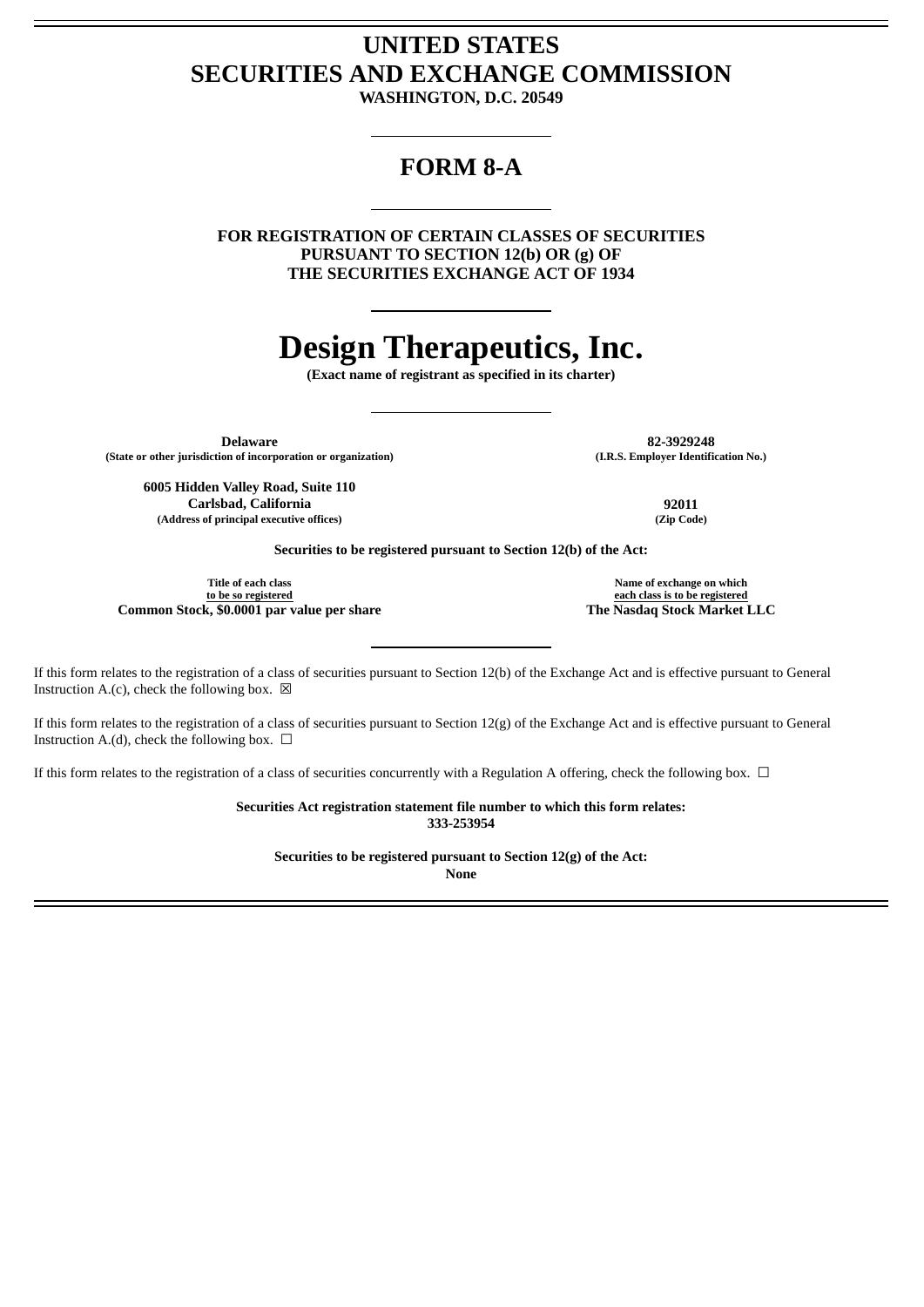# UNITED STATES
# SECURITIES AND EXCHANGE COMMISSION

**WASHINGTON, D.C. 20549**

---

# FORM 8-A

---

**FOR REGISTRATION OF CERTAIN CLASSES OF SECURITIES PURSUANT TO SECTION 12(b) OR (g) OF THE SECURITIES EXCHANGE ACT OF 1934**

---

# Design Therapeutics, Inc.

**(Exact name of registrant as specified in its charter)**

---

| | |
|---|---|
| **Delaware** | **82-3929248** |
| **(State or other jurisdiction of incorporation or organization)** | **(I.R.S. Employer Identification No.)** |
| **6005 Hidden Valley Road, Suite 110**<br>**Carlsbad, California** | **92011** |
| **(Address of principal executive offices)** | **(Zip Code)** |

**Securities to be registered pursuant to Section 12(b) of the Act:**

| Title of each class to be so registered | Name of exchange on which each class is to be registered |
|---|---|
| **Common Stock, $0.0001 par value per share** | **The Nasdaq Stock Market LLC** |

---

If this form relates to the registration of a class of securities pursuant to Section 12(b) of the Exchange Act and is effective pursuant to General Instruction A.(c), check the following box. ☒

If this form relates to the registration of a class of securities pursuant to Section 12(g) of the Exchange Act and is effective pursuant to General Instruction A.(d), check the following box. ☐

If this form relates to the registration of a class of securities concurrently with a Regulation A offering, check the following box. ☐

**Securities Act registration statement file number to which this form relates:**
**333-253954**

**Securities to be registered pursuant to Section 12(g) of the Act:**
**None**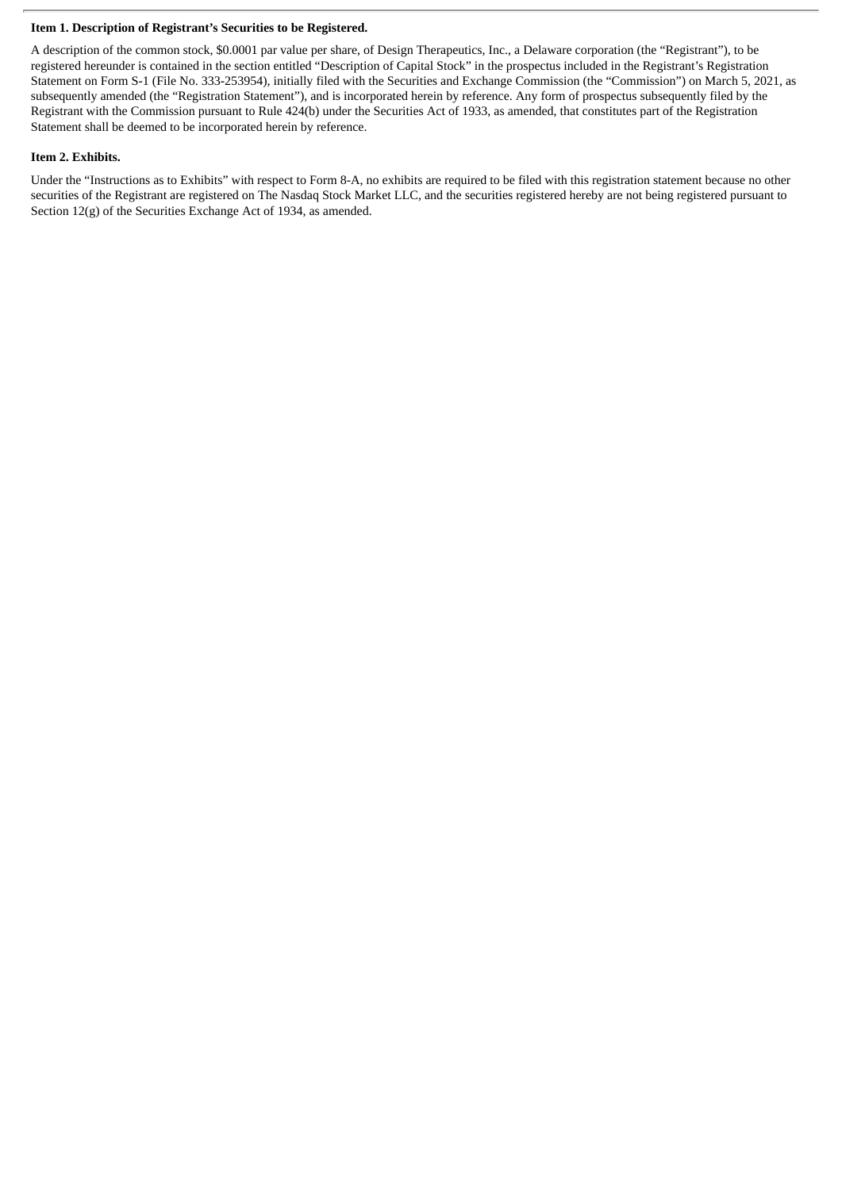**Item 1. Description of Registrant's Securities to be Registered.**

A description of the common stock, $0.0001 par value per share, of Design Therapeutics, Inc., a Delaware corporation (the "Registrant"), to be registered hereunder is contained in the section entitled "Description of Capital Stock" in the prospectus included in the Registrant's Registration Statement on Form S-1 (File No. 333-253954), initially filed with the Securities and Exchange Commission (the "Commission") on March 5, 2021, as subsequently amended (the "Registration Statement"), and is incorporated herein by reference. Any form of prospectus subsequently filed by the Registrant with the Commission pursuant to Rule 424(b) under the Securities Act of 1933, as amended, that constitutes part of the Registration Statement shall be deemed to be incorporated herein by reference.

**Item 2. Exhibits.**

Under the "Instructions as to Exhibits" with respect to Form 8-A, no exhibits are required to be filed with this registration statement because no other securities of the Registrant are registered on The Nasdaq Stock Market LLC, and the securities registered hereby are not being registered pursuant to Section 12(g) of the Securities Exchange Act of 1934, as amended.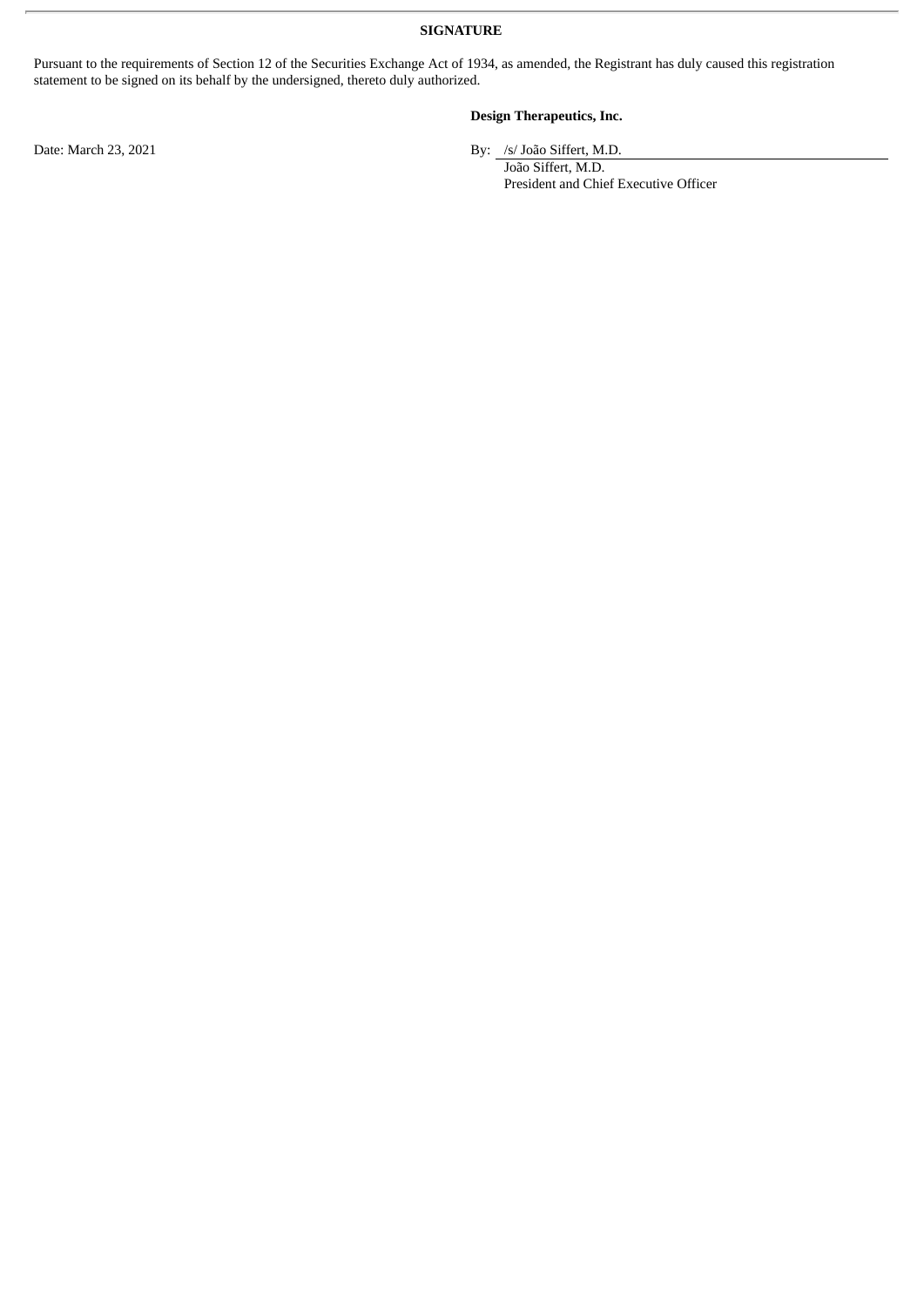**SIGNATURE**

Pursuant to the requirements of Section 12 of the Securities Exchange Act of 1934, as amended, the Registrant has duly caused this registration statement to be signed on its behalf by the undersigned, thereto duly authorized.

**Design Therapeutics, Inc.**

Date: March 23, 2021

By: /s/ João Siffert, M.D.
João Siffert, M.D.
President and Chief Executive Officer